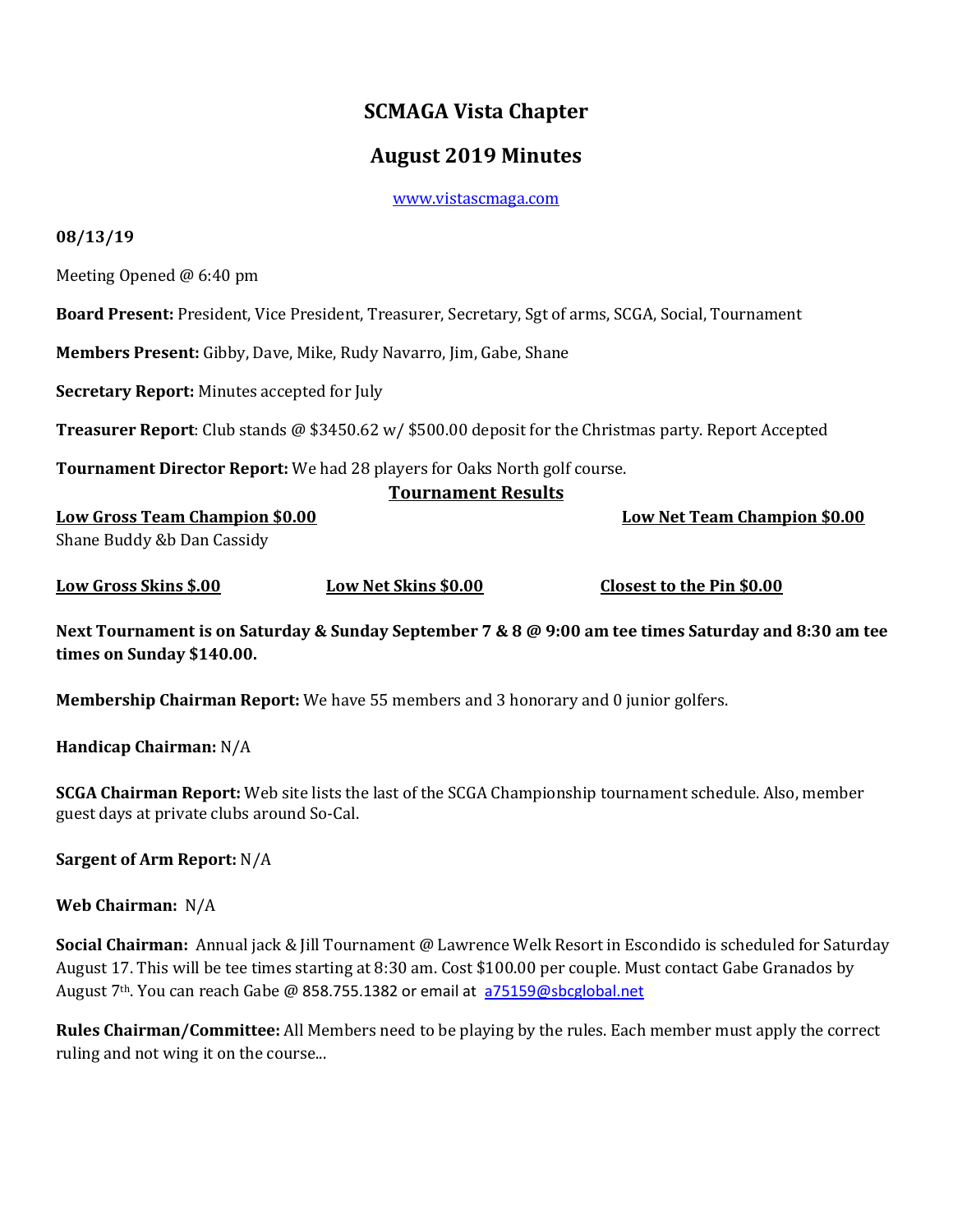# SCMAGA Vista Chapter

## August 2019 Minutes

www.vistascmaga.com

**08/13/19**

Meeting Opened @ 6:40 pm

**Board Present:** President, Vice President, Treasurer, Secretary, Sgt of arms, SCGA, Social, Tournament

**Members Present:** Gibby, Dave, Mike, Rudy Navarro, Jim, Gabe, Shane

**Secretary Report:** Minutes accepted for July

**Treasurer Report**: Club stands @ $3450.62 w/ $500.00 deposit for the Christmas party. Report Accepted

**Tournament Director Report:** We had 28 players for Oaks North golf course.

**Tournament Results**

**Low Gross Team Champion $0.00**
Shane Buddy &b Dan Cassidy

**Low Net Team Champion $0.00**

**Low Gross Skins $.00**

**Low Net Skins $0.00**

**Closest to the Pin $0.00**

**Next Tournament is on Saturday & Sunday September 7 & 8 @ 9:00 am tee times Saturday and 8:30 am tee times on Sunday $140.00.**

**Membership Chairman Report:** We have 55 members and 3 honorary and 0 junior golfers.

**Handicap Chairman:** N/A

**SCGA Chairman Report:** Web site lists the last of the SCGA Championship tournament schedule. Also, member guest days at private clubs around So-Cal.

**Sargent of Arm Report:** N/A

**Web Chairman:** N/A

**Social Chairman:** Annual jack & Jill Tournament @ Lawrence Welk Resort in Escondido is scheduled for Saturday August 17. This will be tee times starting at 8:30 am. Cost $100.00 per couple. Must contact Gabe Granados by August 7th. You can reach Gabe @ 858.755.1382 or email at a75159@sbcglobal.net

**Rules Chairman/Committee:** All Members need to be playing by the rules. Each member must apply the correct ruling and not wing it on the course...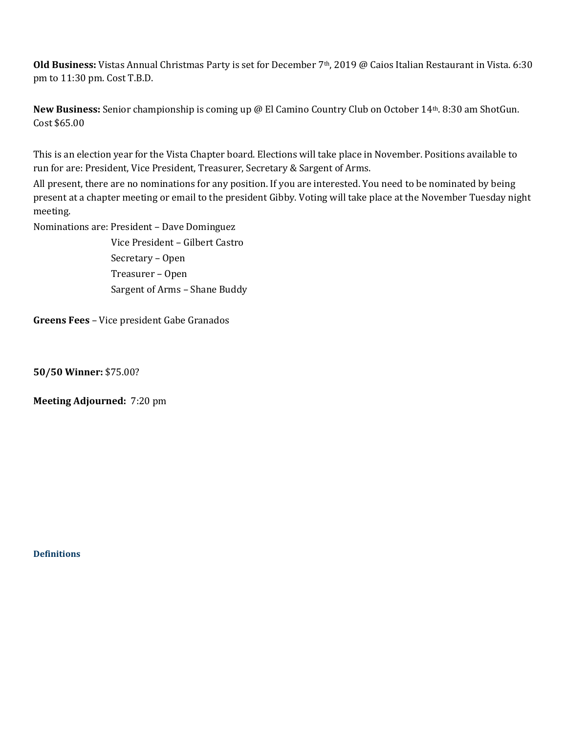**Old Business:** Vistas Annual Christmas Party is set for December 7th, 2019 @ Caios Italian Restaurant in Vista. 6:30 pm to 11:30 pm. Cost T.B.D.

**New Business:** Senior championship is coming up @ El Camino Country Club on October 14th. 8:30 am ShotGun. Cost $65.00

This is an election year for the Vista Chapter board. Elections will take place in November. Positions available to run for are: President, Vice President, Treasurer, Secretary & Sargent of Arms.

All present, there are no nominations for any position. If you are interested. You need to be nominated by being present at a chapter meeting or email to the president Gibby. Voting will take place at the November Tuesday night meeting.

Nominations are: President – Dave Dominguez
Vice President – Gilbert Castro
Secretary – Open
Treasurer – Open
Sargent of Arms – Shane Buddy

**Greens Fees** – Vice president Gabe Granados

**50/50 Winner:** $75.00?

**Meeting Adjourned:** 7:20 pm

**Definitions**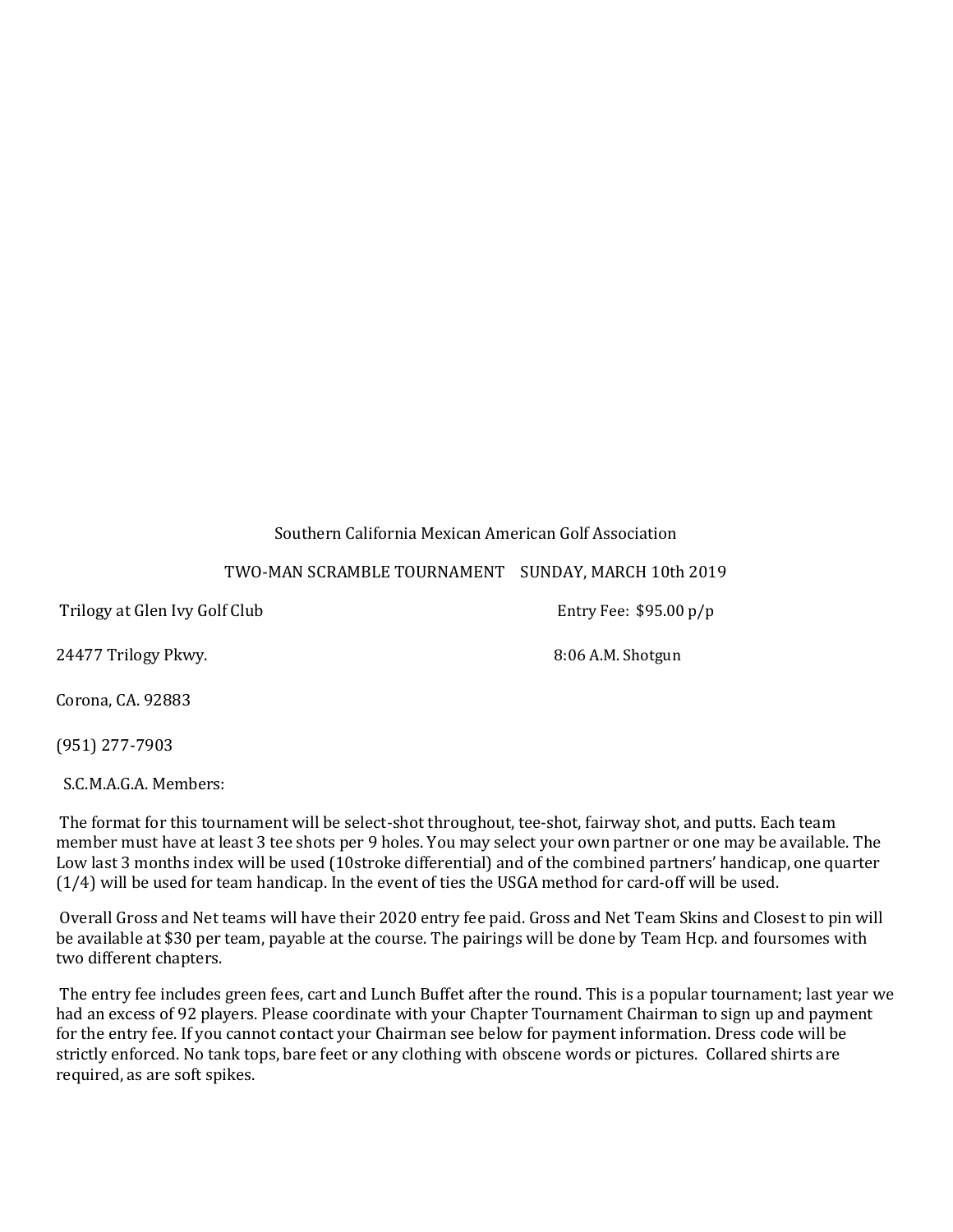Southern California Mexican American Golf Association

TWO-MAN SCRAMBLE TOURNAMENT    SUNDAY, MARCH 10th 2019

Trilogy at Glen Ivy Golf Club                                        Entry Fee: $95.00 p/p

24477 Trilogy Pkwy.                                        8:06 A.M. Shotgun

Corona, CA. 92883

(951) 277-7903

S.C.M.A.G.A. Members:

The format for this tournament will be select-shot throughout, tee-shot, fairway shot, and putts. Each team member must have at least 3 tee shots per 9 holes. You may select your own partner or one may be available. The Low last 3 months index will be used (10stroke differential) and of the combined partners' handicap, one quarter (1/4) will be used for team handicap. In the event of ties the USGA method for card-off will be used.

Overall Gross and Net teams will have their 2020 entry fee paid. Gross and Net Team Skins and Closest to pin will be available at $30 per team, payable at the course. The pairings will be done by Team Hcp. and foursomes with two different chapters.

The entry fee includes green fees, cart and Lunch Buffet after the round. This is a popular tournament; last year we had an excess of 92 players. Please coordinate with your Chapter Tournament Chairman to sign up and payment for the entry fee. If you cannot contact your Chairman see below for payment information. Dress code will be strictly enforced. No tank tops, bare feet or any clothing with obscene words or pictures. Collared shirts are required, as are soft spikes.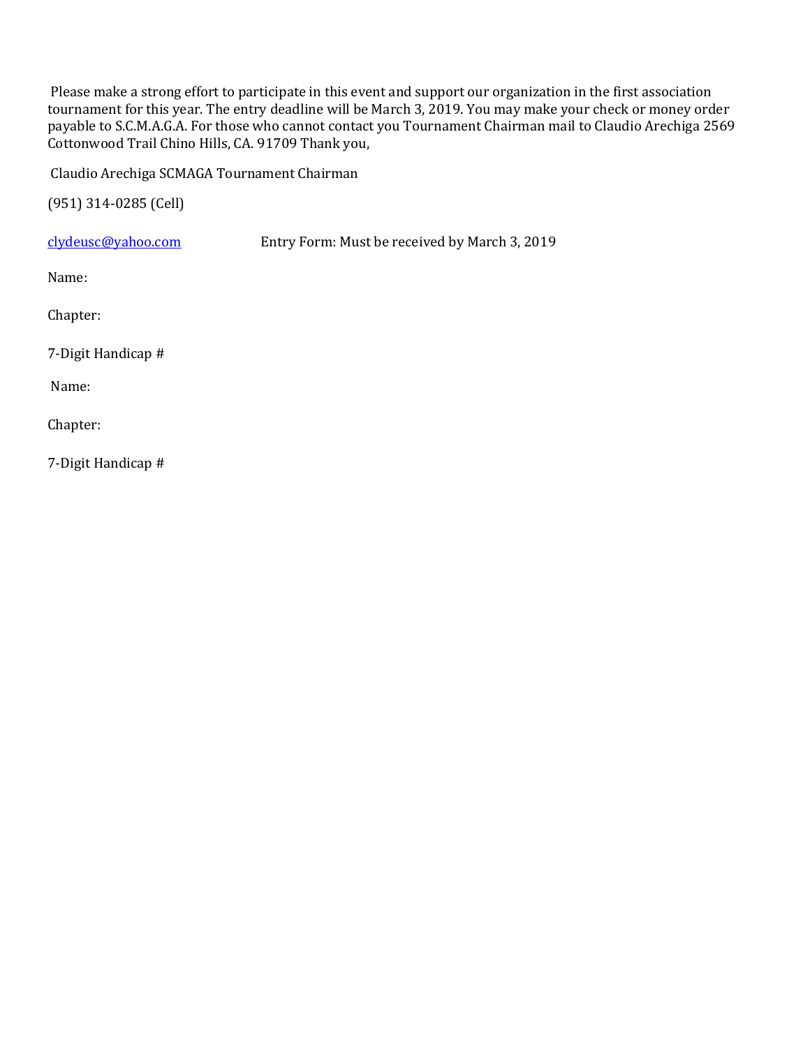Please make a strong effort to participate in this event and support our organization in the first association tournament for this year. The entry deadline will be March 3, 2019. You may make your check or money order payable to S.C.M.A.G.A. For those who cannot contact you Tournament Chairman mail to Claudio Arechiga 2569 Cottonwood Trail Chino Hills, CA. 91709 Thank you,

Claudio Arechiga SCMAGA Tournament Chairman

(951) 314-0285 (Cell)

clydeusc@yahoo.com Entry Form: Must be received by March 3, 2019

Name:

Chapter:

7-Digit Handicap #

Name:

Chapter:

7-Digit Handicap #